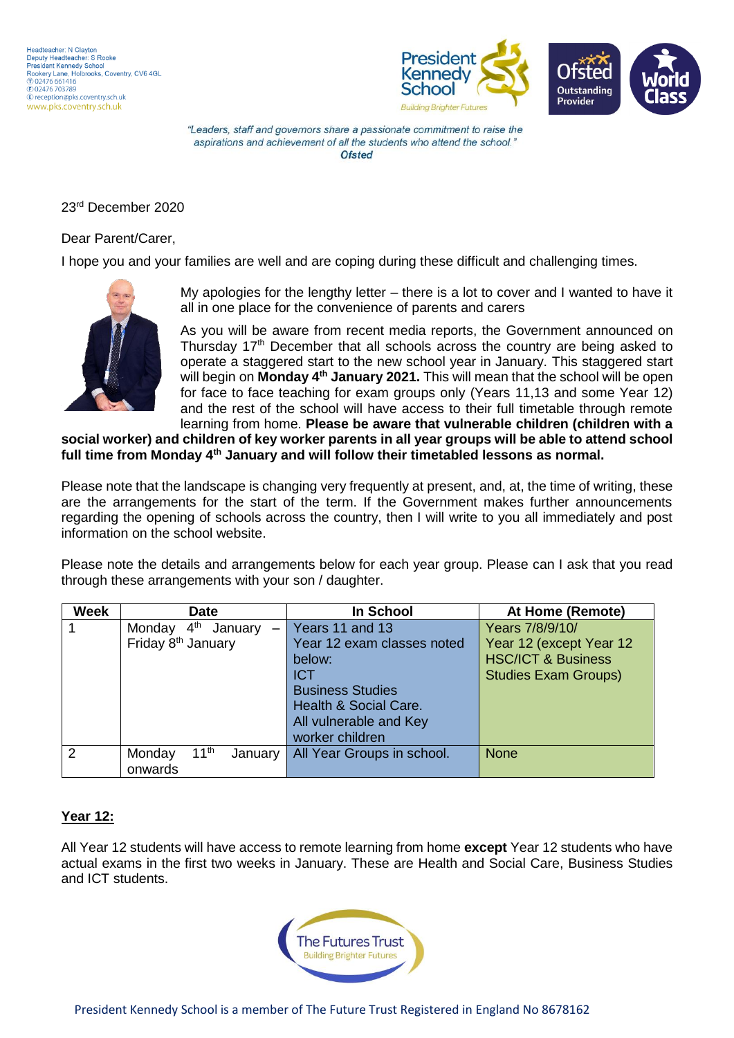Headteacher: N Clayton
Deputy Headteacher: S Rooke
President Kennedy School
Rookery Lane, Holbrooks, Coventry, CV6 4GL
T 02476 661416
F 02476 703789
E reception@pks.coventry.sch.uk
www.pks.coventry.sch.uk

*"Leaders, staff and governors share a passionate commitment to raise the aspirations and achievement of all the students who attend the school."*
***Ofsted***

23rd December 2020

Dear Parent/Carer,

I hope you and your families are well and are coping during these difficult and challenging times.

My apologies for the lengthy letter – there is a lot to cover and I wanted to have it all in one place for the convenience of parents and carers

As you will be aware from recent media reports, the Government announced on Thursday 17th December that all schools across the country are being asked to operate a staggered start to the new school year in January. This staggered start will begin on **Monday 4th January 2021.** This will mean that the school will be open for face to face teaching for exam groups only (Years 11,13 and some Year 12) and the rest of the school will have access to their full timetable through remote learning from home. **Please be aware that vulnerable children (children with a social worker) and children of key worker parents in all year groups will be able to attend school full time from Monday 4th January and will follow their timetabled lessons as normal.**

Please note that the landscape is changing very frequently at present, and, at, the time of writing, these are the arrangements for the start of the term. If the Government makes further announcements regarding the opening of schools across the country, then I will write to you all immediately and post information on the school website.

Please note the details and arrangements below for each year group. Please can I ask that you read through these arrangements with your son / daughter.

| Week | Date | In School | At Home (Remote) |
|---|---|---|---|
| 1 | Monday 4th January – Friday 8th January | Years 11 and 13<br>Year 12 exam classes noted below:<br>ICT<br>Business Studies<br>Health & Social Care.<br>All vulnerable and Key worker children | Years 7/8/9/10/<br>Year 12 (except Year 12 HSC/ICT & Business Studies Exam Groups) |
| 2 | Monday 11th January onwards | All Year Groups in school. | None |

**Year 12:**

All Year 12 students will have access to remote learning from home **except** Year 12 students who have actual exams in the first two weeks in January. These are Health and Social Care, Business Studies and ICT students.

President Kennedy School is a member of The Future Trust Registered in England No 8678162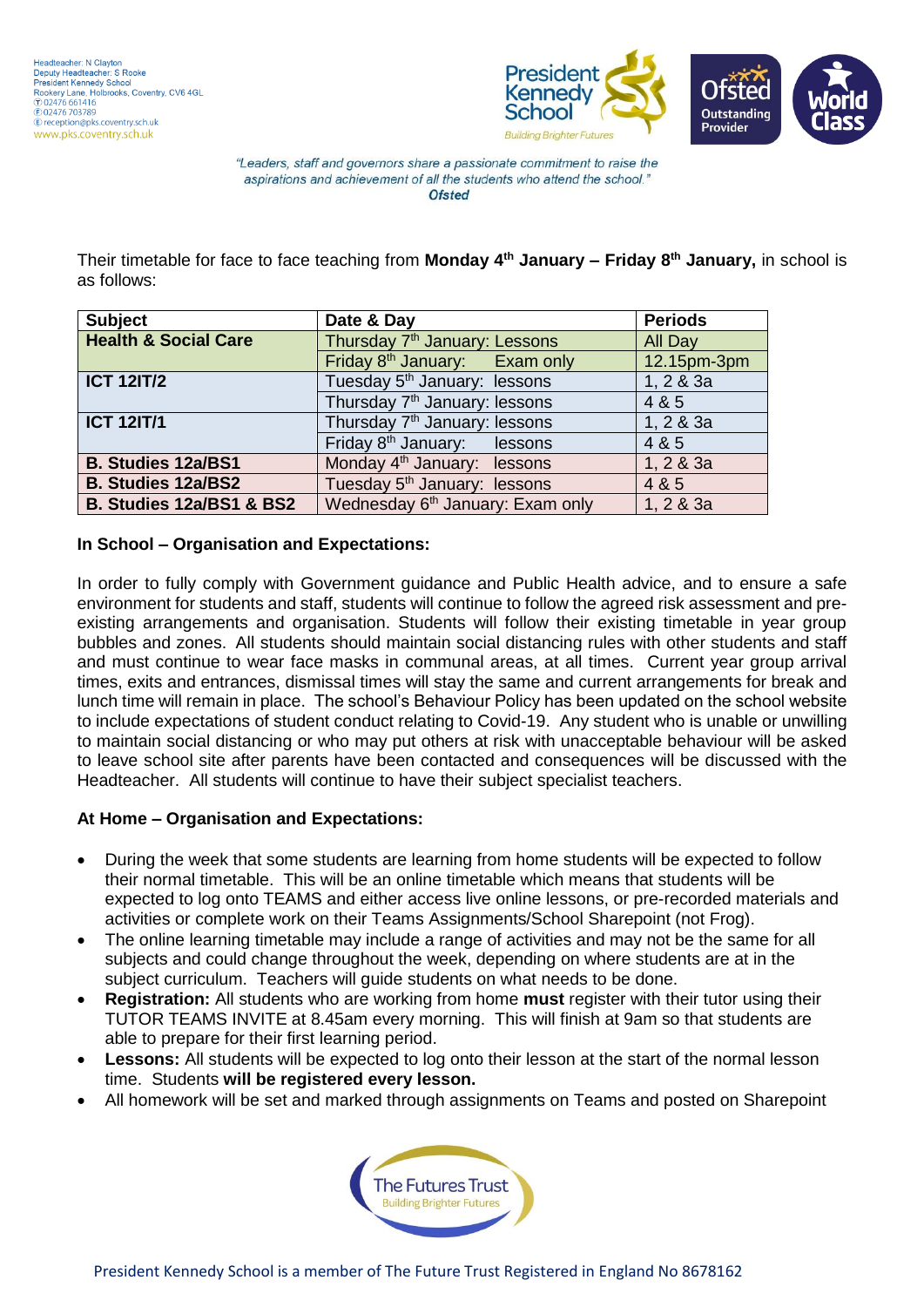"Leaders, staff and governors share a passionate commitment to raise the aspirations and achievement of all the students who attend the school."
**Ofsted**

Their timetable for face to face teaching from **Monday 4th January – Friday 8th January,** in school is as follows:

| Subject | Date & Day | Periods |
|---|---|---|
| **Health & Social Care** | Thursday 7th January: Lessons | All Day |
| | Friday 8th January: Exam only | 12.15pm-3pm |
| **ICT 12IT/2** | Tuesday 5th January: lessons | 1, 2 & 3a |
| | Thursday 7th January: lessons | 4 & 5 |
| **ICT 12IT/1** | Thursday 7th January: lessons | 1, 2 & 3a |
| | Friday 8th January: lessons | 4 & 5 |
| **B. Studies 12a/BS1** | Monday 4th January: lessons | 1, 2 & 3a |
| **B. Studies 12a/BS2** | Tuesday 5th January: lessons | 4 & 5 |
| **B. Studies 12a/BS1 & BS2** | Wednesday 6th January: Exam only | 1, 2 & 3a |

**In School – Organisation and Expectations:**

In order to fully comply with Government guidance and Public Health advice, and to ensure a safe environment for students and staff, students will continue to follow the agreed risk assessment and pre-existing arrangements and organisation. Students will follow their existing timetable in year group bubbles and zones. All students should maintain social distancing rules with other students and staff and must continue to wear face masks in communal areas, at all times. Current year group arrival times, exits and entrances, dismissal times will stay the same and current arrangements for break and lunch time will remain in place. The school's Behaviour Policy has been updated on the school website to include expectations of student conduct relating to Covid-19. Any student who is unable or unwilling to maintain social distancing or who may put others at risk with unacceptable behaviour will be asked to leave school site after parents have been contacted and consequences will be discussed with the Headteacher. All students will continue to have their subject specialist teachers.

**At Home – Organisation and Expectations:**

- During the week that some students are learning from home students will be expected to follow their normal timetable. This will be an online timetable which means that students will be expected to log onto TEAMS and either access live online lessons, or pre-recorded materials and activities or complete work on their Teams Assignments/School Sharepoint (not Frog).
- The online learning timetable may include a range of activities and may not be the same for all subjects and could change throughout the week, depending on where students are at in the subject curriculum. Teachers will guide students on what needs to be done.
- **Registration:** All students who are working from home **must** register with their tutor using their TUTOR TEAMS INVITE at 8.45am every morning. This will finish at 9am so that students are able to prepare for their first learning period.
- **Lessons:** All students will be expected to log onto their lesson at the start of the normal lesson time. Students **will be registered every lesson.**
- All homework will be set and marked through assignments on Teams and posted on Sharepoint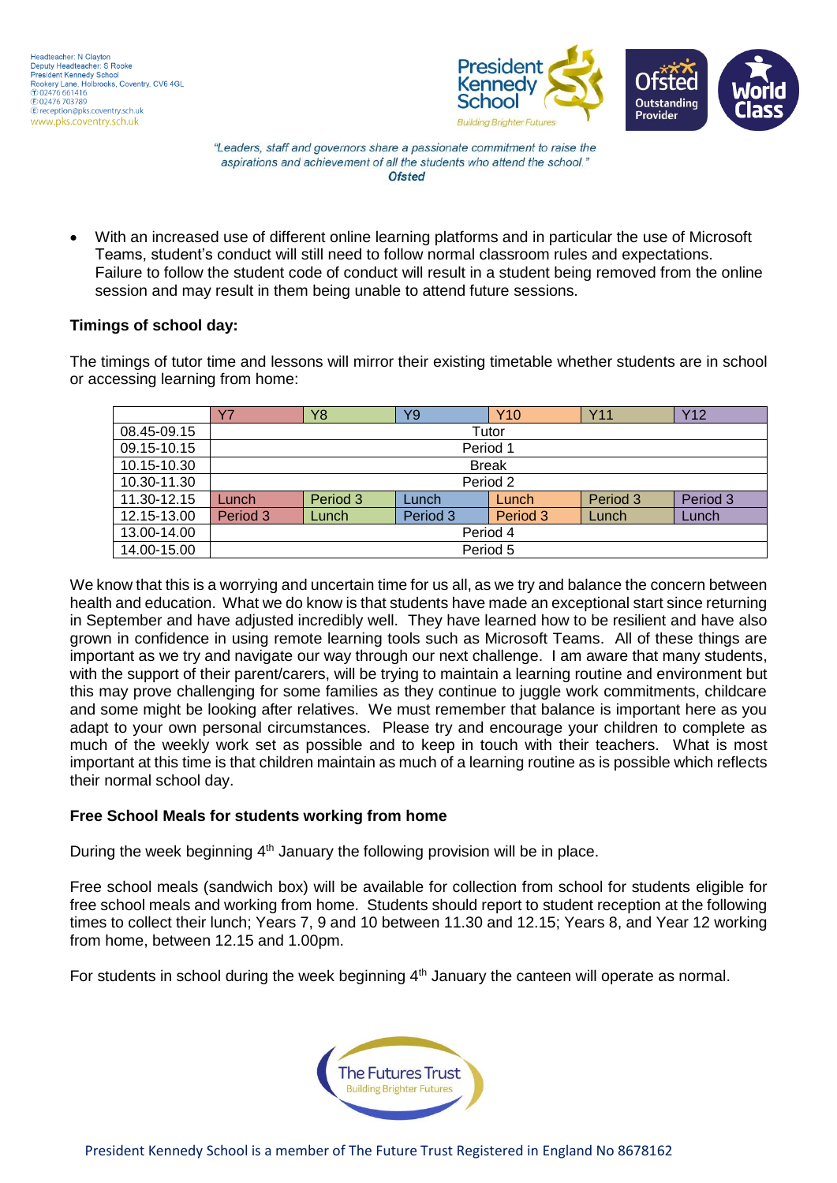- With an increased use of different online learning platforms and in particular the use of Microsoft Teams, student's conduct will still need to follow normal classroom rules and expectations. Failure to follow the student code of conduct will result in a student being removed from the online session and may result in them being unable to attend future sessions.

**Timings of school day:**

The timings of tutor time and lessons will mirror their existing timetable whether students are in school or accessing learning from home:

| | Y7 | Y8 | Y9 | Y10 | Y11 | Y12 |
|---|---|---|---|---|---|---|
| 08.45-09.15 | Tutor | | | | | |
| 09.15-10.15 | Period 1 | | | | | |
| 10.15-10.30 | Break | | | | | |
| 10.30-11.30 | Period 2 | | | | | |
| 11.30-12.15 | Lunch | Period 3 | Lunch | Lunch | Period 3 | Period 3 |
| 12.15-13.00 | Period 3 | Lunch | Period 3 | Period 3 | Lunch | Lunch |
| 13.00-14.00 | Period 4 | | | | | |
| 14.00-15.00 | Period 5 | | | | | |

We know that this is a worrying and uncertain time for us all, as we try and balance the concern between health and education. What we do know is that students have made an exceptional start since returning in September and have adjusted incredibly well. They have learned how to be resilient and have also grown in confidence in using remote learning tools such as Microsoft Teams. All of these things are important as we try and navigate our way through our next challenge. I am aware that many students, with the support of their parent/carers, will be trying to maintain a learning routine and environment but this may prove challenging for some families as they continue to juggle work commitments, childcare and some might be looking after relatives. We must remember that balance is important here as you adapt to your own personal circumstances. Please try and encourage your children to complete as much of the weekly work set as possible and to keep in touch with their teachers. What is most important at this time is that children maintain as much of a learning routine as is possible which reflects their normal school day.

**Free School Meals for students working from home**

During the week beginning 4th January the following provision will be in place.

Free school meals (sandwich box) will be available for collection from school for students eligible for free school meals and working from home. Students should report to student reception at the following times to collect their lunch; Years 7, 9 and 10 between 11.30 and 12.15; Years 8, and Year 12 working from home, between 12.15 and 1.00pm.

For students in school during the week beginning 4th January the canteen will operate as normal.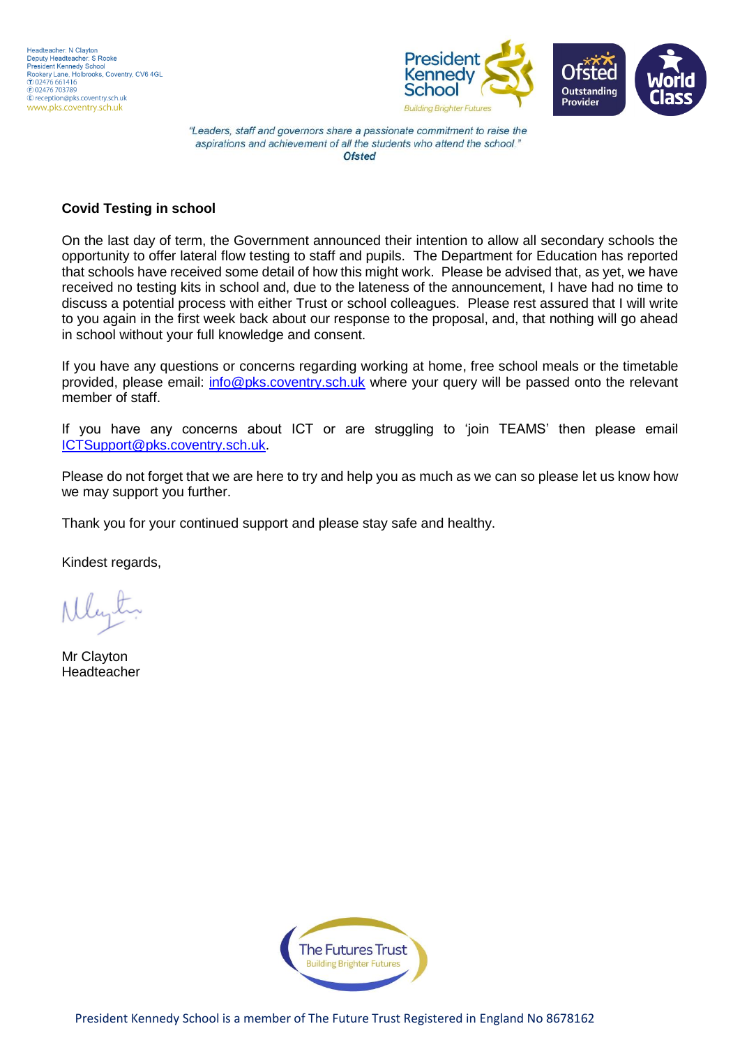Headteacher: N Clayton
Deputy Headteacher: S Rooke
President Kennedy School
Rookery Lane, Holbrooks, Coventry, CV6 4GL
T 02476 661416
F 02476 703789
E reception@pks.coventry.sch.uk
www.pks.coventry.sch.uk

*"Leaders, staff and governors share a passionate commitment to raise the aspirations and achievement of all the students who attend the school."*
***Ofsted***

**Covid Testing in school**

On the last day of term, the Government announced their intention to allow all secondary schools the opportunity to offer lateral flow testing to staff and pupils. The Department for Education has reported that schools have received some detail of how this might work. Please be advised that, as yet, we have received no testing kits in school and, due to the lateness of the announcement, I have had no time to discuss a potential process with either Trust or school colleagues. Please rest assured that I will write to you again in the first week back about our response to the proposal, and, that nothing will go ahead in school without your full knowledge and consent.

If you have any questions or concerns regarding working at home, free school meals or the timetable provided, please email: info@pks.coventry.sch.uk where your query will be passed onto the relevant member of staff.

If you have any concerns about ICT or are struggling to 'join TEAMS' then please email ICTSupport@pks.coventry.sch.uk.

Please do not forget that we are here to try and help you as much as we can so please let us know how we may support you further.

Thank you for your continued support and please stay safe and healthy.

Kindest regards,

Mr Clayton
Headteacher

The Futures Trust
Building Brighter Futures

President Kennedy School is a member of The Future Trust Registered in England No 8678162